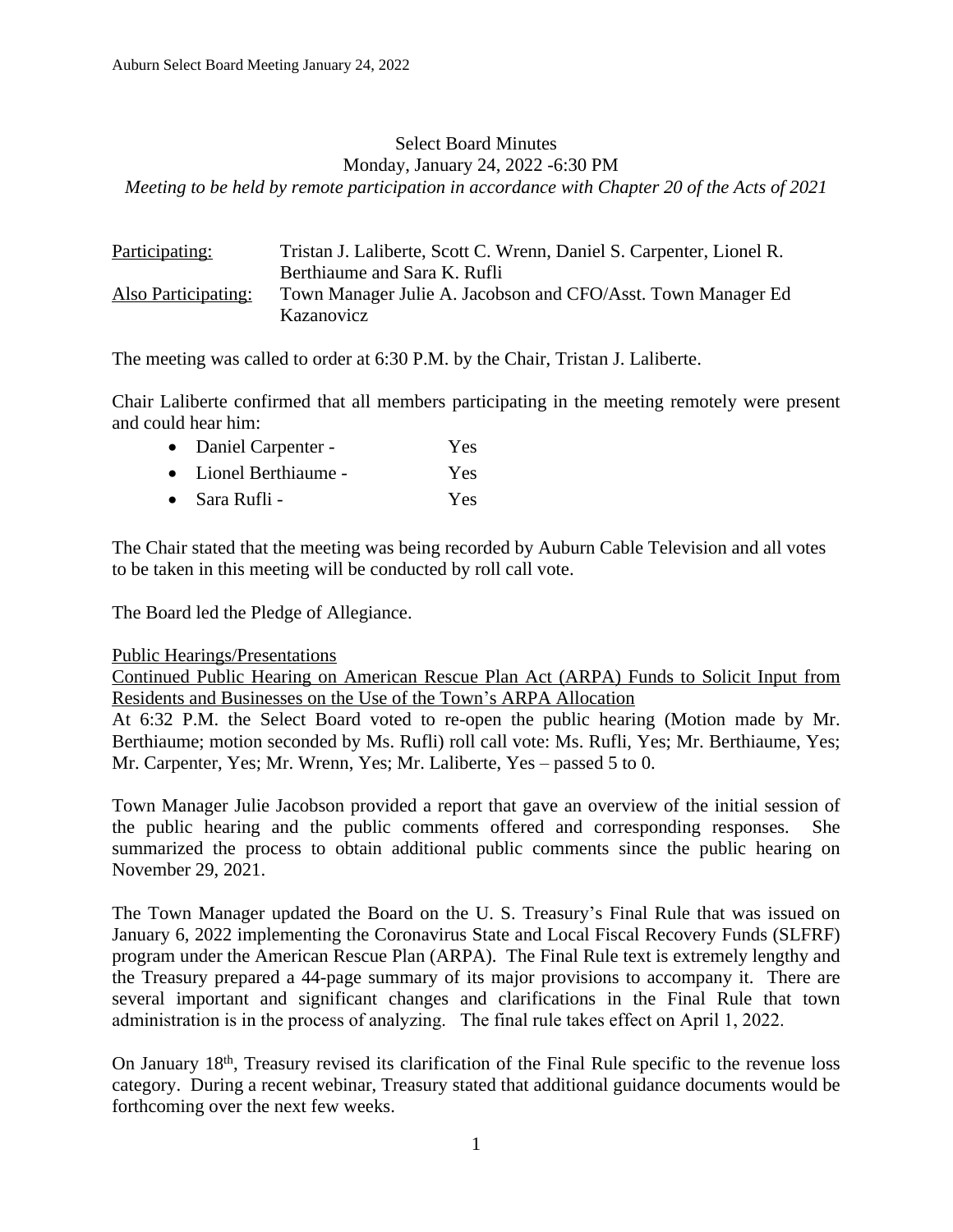# Select Board Minutes

Monday, January 24, 2022 -6:30 PM

*Meeting to be held by remote participation in accordance with Chapter 20 of the Acts of 2021*

<u>Participating:</u> Tristan J. Laliberte, Scott C. Wrenn, Daniel S. Carpenter, Lionel R. Berthiaume and Sara K. Rufli

<u>Also Participating:</u> Town Manager Julie A. Jacobson and CFO/Asst. Town Manager Ed Kazanovicz

The meeting was called to order at 6:30 P.M. by the Chair, Tristan J. Laliberte.

Chair Laliberte confirmed that all members participating in the meeting remotely were present and could hear him:

- Daniel Carpenter - Yes
- Lionel Berthiaume - Yes
- Sara Rufli - Yes

The Chair stated that the meeting was being recorded by Auburn Cable Television and all votes to be taken in this meeting will be conducted by roll call vote.

The Board led the Pledge of Allegiance.

<u>Public Hearings/Presentations</u>

<u>Continued Public Hearing on American Rescue Plan Act (ARPA) Funds to Solicit Input from Residents and Businesses on the Use of the Town's ARPA Allocation</u>

At 6:32 P.M. the Select Board voted to re-open the public hearing (Motion made by Mr. Berthiaume; motion seconded by Ms. Rufli) roll call vote: Ms. Rufli, Yes; Mr. Berthiaume, Yes; Mr. Carpenter, Yes; Mr. Wrenn, Yes; Mr. Laliberte, Yes – passed 5 to 0.

Town Manager Julie Jacobson provided a report that gave an overview of the initial session of the public hearing and the public comments offered and corresponding responses. She summarized the process to obtain additional public comments since the public hearing on November 29, 2021.

The Town Manager updated the Board on the U. S. Treasury's Final Rule that was issued on January 6, 2022 implementing the Coronavirus State and Local Fiscal Recovery Funds (SLFRF) program under the American Rescue Plan (ARPA). The Final Rule text is extremely lengthy and the Treasury prepared a 44-page summary of its major provisions to accompany it. There are several important and significant changes and clarifications in the Final Rule that town administration is in the process of analyzing. The final rule takes effect on April 1, 2022.

On January 18th, Treasury revised its clarification of the Final Rule specific to the revenue loss category. During a recent webinar, Treasury stated that additional guidance documents would be forthcoming over the next few weeks.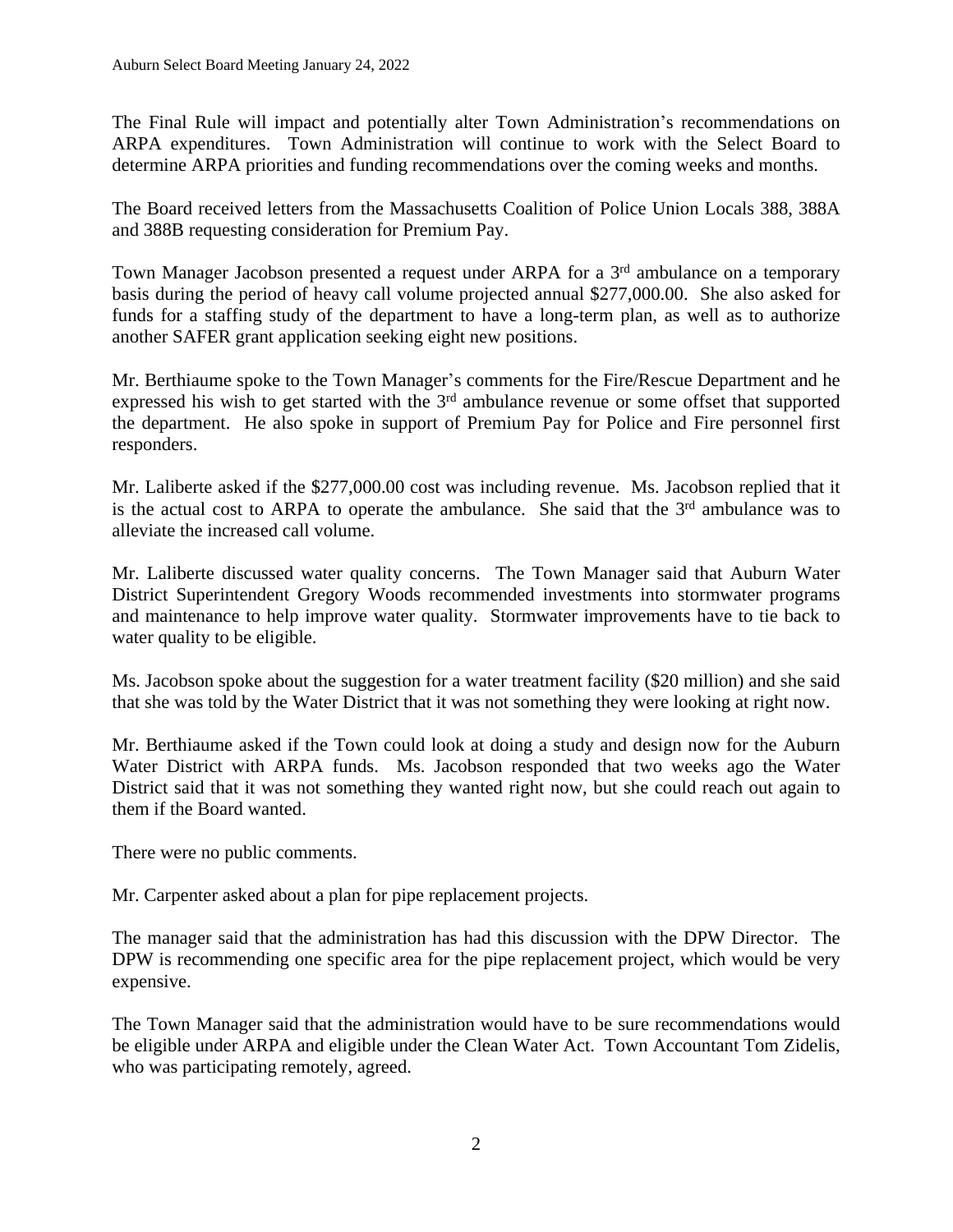The Final Rule will impact and potentially alter Town Administration's recommendations on ARPA expenditures. Town Administration will continue to work with the Select Board to determine ARPA priorities and funding recommendations over the coming weeks and months.

The Board received letters from the Massachusetts Coalition of Police Union Locals 388, 388A and 388B requesting consideration for Premium Pay.

Town Manager Jacobson presented a request under ARPA for a 3rd ambulance on a temporary basis during the period of heavy call volume projected annual $277,000.00. She also asked for funds for a staffing study of the department to have a long-term plan, as well as to authorize another SAFER grant application seeking eight new positions.

Mr. Berthiaume spoke to the Town Manager's comments for the Fire/Rescue Department and he expressed his wish to get started with the 3rd ambulance revenue or some offset that supported the department. He also spoke in support of Premium Pay for Police and Fire personnel first responders.

Mr. Laliberte asked if the $277,000.00 cost was including revenue. Ms. Jacobson replied that it is the actual cost to ARPA to operate the ambulance. She said that the 3rd ambulance was to alleviate the increased call volume.

Mr. Laliberte discussed water quality concerns. The Town Manager said that Auburn Water District Superintendent Gregory Woods recommended investments into stormwater programs and maintenance to help improve water quality. Stormwater improvements have to tie back to water quality to be eligible.

Ms. Jacobson spoke about the suggestion for a water treatment facility ($20 million) and she said that she was told by the Water District that it was not something they were looking at right now.

Mr. Berthiaume asked if the Town could look at doing a study and design now for the Auburn Water District with ARPA funds. Ms. Jacobson responded that two weeks ago the Water District said that it was not something they wanted right now, but she could reach out again to them if the Board wanted.

There were no public comments.

Mr. Carpenter asked about a plan for pipe replacement projects.

The manager said that the administration has had this discussion with the DPW Director. The DPW is recommending one specific area for the pipe replacement project, which would be very expensive.

The Town Manager said that the administration would have to be sure recommendations would be eligible under ARPA and eligible under the Clean Water Act. Town Accountant Tom Zidelis, who was participating remotely, agreed.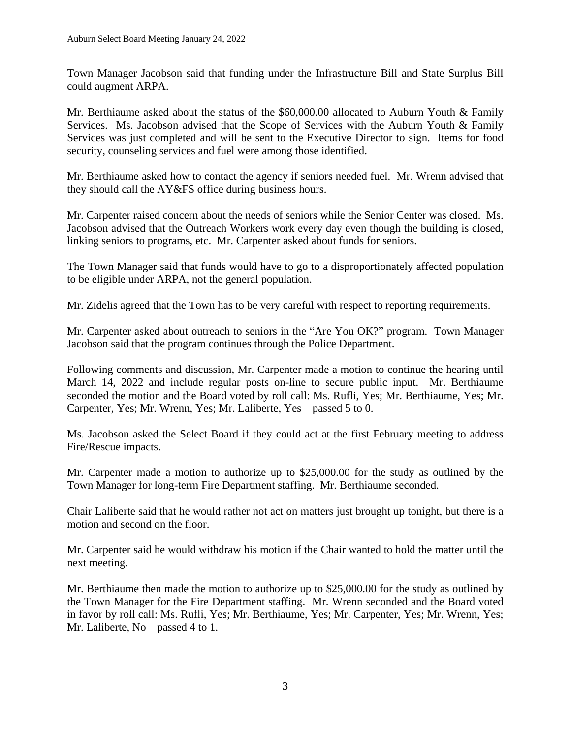Town Manager Jacobson said that funding under the Infrastructure Bill and State Surplus Bill could augment ARPA.

Mr. Berthiaume asked about the status of the $60,000.00 allocated to Auburn Youth & Family Services. Ms. Jacobson advised that the Scope of Services with the Auburn Youth & Family Services was just completed and will be sent to the Executive Director to sign. Items for food security, counseling services and fuel were among those identified.

Mr. Berthiaume asked how to contact the agency if seniors needed fuel. Mr. Wrenn advised that they should call the AY&FS office during business hours.

Mr. Carpenter raised concern about the needs of seniors while the Senior Center was closed. Ms. Jacobson advised that the Outreach Workers work every day even though the building is closed, linking seniors to programs, etc. Mr. Carpenter asked about funds for seniors.

The Town Manager said that funds would have to go to a disproportionately affected population to be eligible under ARPA, not the general population.

Mr. Zidelis agreed that the Town has to be very careful with respect to reporting requirements.

Mr. Carpenter asked about outreach to seniors in the "Are You OK?" program. Town Manager Jacobson said that the program continues through the Police Department.

Following comments and discussion, Mr. Carpenter made a motion to continue the hearing until March 14, 2022 and include regular posts on-line to secure public input. Mr. Berthiaume seconded the motion and the Board voted by roll call: Ms. Rufli, Yes; Mr. Berthiaume, Yes; Mr. Carpenter, Yes; Mr. Wrenn, Yes; Mr. Laliberte, Yes – passed 5 to 0.

Ms. Jacobson asked the Select Board if they could act at the first February meeting to address Fire/Rescue impacts.

Mr. Carpenter made a motion to authorize up to $25,000.00 for the study as outlined by the Town Manager for long-term Fire Department staffing. Mr. Berthiaume seconded.

Chair Laliberte said that he would rather not act on matters just brought up tonight, but there is a motion and second on the floor.

Mr. Carpenter said he would withdraw his motion if the Chair wanted to hold the matter until the next meeting.

Mr. Berthiaume then made the motion to authorize up to $25,000.00 for the study as outlined by the Town Manager for the Fire Department staffing. Mr. Wrenn seconded and the Board voted in favor by roll call: Ms. Rufli, Yes; Mr. Berthiaume, Yes; Mr. Carpenter, Yes; Mr. Wrenn, Yes; Mr. Laliberte, No – passed 4 to 1.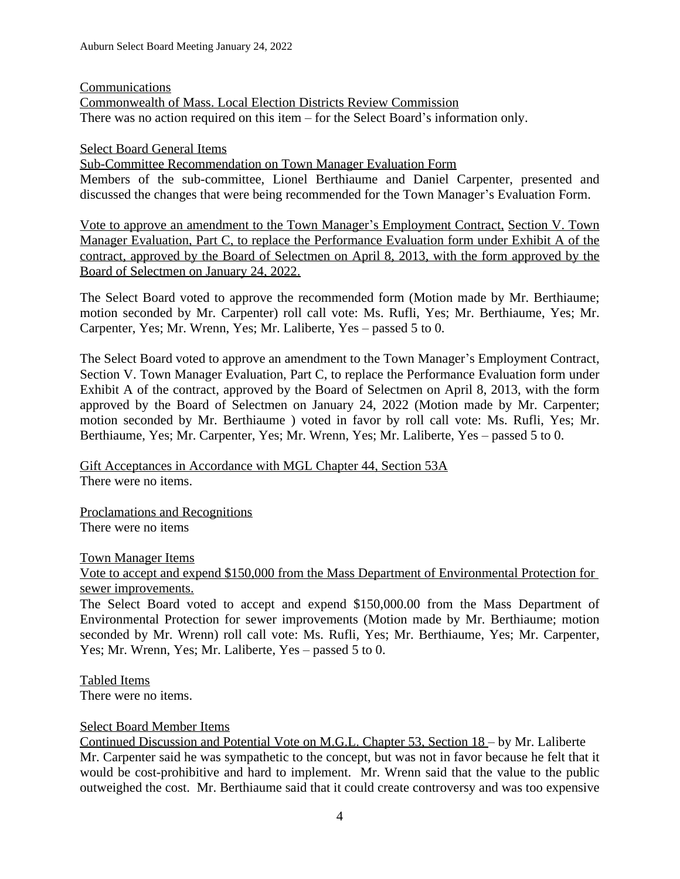Communications

Commonwealth of Mass. Local Election Districts Review Commission

There was no action required on this item – for the Select Board's information only.

Select Board General Items

Sub-Committee Recommendation on Town Manager Evaluation Form

Members of the sub-committee, Lionel Berthiaume and Daniel Carpenter, presented and discussed the changes that were being recommended for the Town Manager's Evaluation Form.

Vote to approve an amendment to the Town Manager's Employment Contract, Section V. Town Manager Evaluation, Part C, to replace the Performance Evaluation form under Exhibit A of the contract, approved by the Board of Selectmen on April 8, 2013, with the form approved by the Board of Selectmen on January 24, 2022.

The Select Board voted to approve the recommended form (Motion made by Mr. Berthiaume; motion seconded by Mr. Carpenter) roll call vote: Ms. Rufli, Yes; Mr. Berthiaume, Yes; Mr. Carpenter, Yes; Mr. Wrenn, Yes; Mr. Laliberte, Yes – passed 5 to 0.

The Select Board voted to approve an amendment to the Town Manager's Employment Contract, Section V. Town Manager Evaluation, Part C, to replace the Performance Evaluation form under Exhibit A of the contract, approved by the Board of Selectmen on April 8, 2013, with the form approved by the Board of Selectmen on January 24, 2022 (Motion made by Mr. Carpenter; motion seconded by Mr. Berthiaume ) voted in favor by roll call vote: Ms. Rufli, Yes; Mr. Berthiaume, Yes; Mr. Carpenter, Yes; Mr. Wrenn, Yes; Mr. Laliberte, Yes – passed 5 to 0.

Gift Acceptances in Accordance with MGL Chapter 44, Section 53A

There were no items.

Proclamations and Recognitions

There were no items

Town Manager Items

Vote to accept and expend $150,000 from the Mass Department of Environmental Protection for sewer improvements.

The Select Board voted to accept and expend $150,000.00 from the Mass Department of Environmental Protection for sewer improvements (Motion made by Mr. Berthiaume; motion seconded by Mr. Wrenn) roll call vote: Ms. Rufli, Yes; Mr. Berthiaume, Yes; Mr. Carpenter, Yes; Mr. Wrenn, Yes; Mr. Laliberte, Yes – passed 5 to 0.

Tabled Items

There were no items.

Select Board Member Items

Continued Discussion and Potential Vote on M.G.L. Chapter 53, Section 18 – by Mr. Laliberte

Mr. Carpenter said he was sympathetic to the concept, but was not in favor because he felt that it would be cost-prohibitive and hard to implement. Mr. Wrenn said that the value to the public outweighed the cost. Mr. Berthiaume said that it could create controversy and was too expensive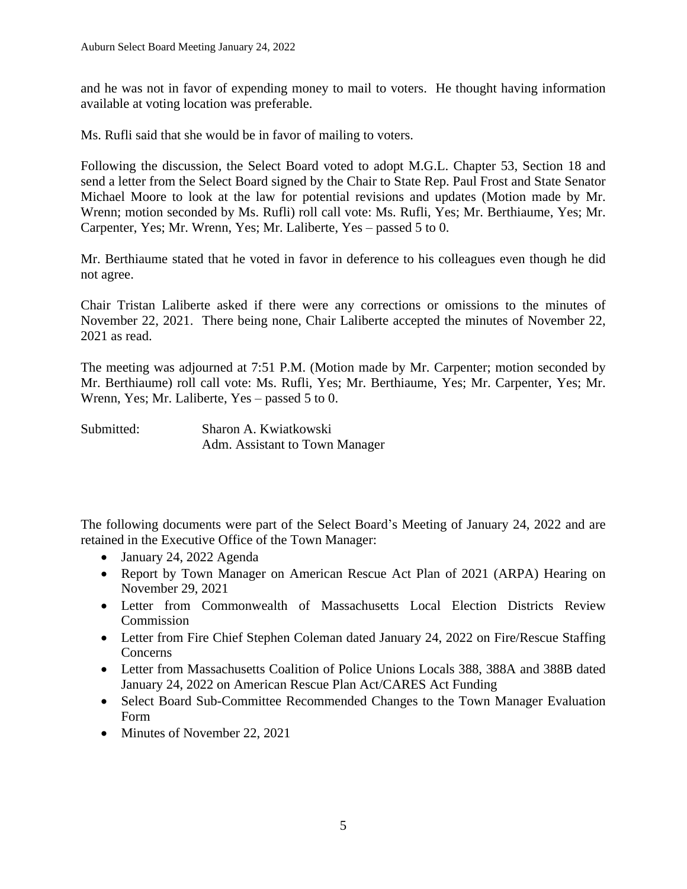and he was not in favor of expending money to mail to voters. He thought having information available at voting location was preferable.

Ms. Rufli said that she would be in favor of mailing to voters.

Following the discussion, the Select Board voted to adopt M.G.L. Chapter 53, Section 18 and send a letter from the Select Board signed by the Chair to State Rep. Paul Frost and State Senator Michael Moore to look at the law for potential revisions and updates (Motion made by Mr. Wrenn; motion seconded by Ms. Rufli) roll call vote: Ms. Rufli, Yes; Mr. Berthiaume, Yes; Mr. Carpenter, Yes; Mr. Wrenn, Yes; Mr. Laliberte, Yes – passed 5 to 0.

Mr. Berthiaume stated that he voted in favor in deference to his colleagues even though he did not agree.

Chair Tristan Laliberte asked if there were any corrections or omissions to the minutes of November 22, 2021. There being none, Chair Laliberte accepted the minutes of November 22, 2021 as read.

The meeting was adjourned at 7:51 P.M. (Motion made by Mr. Carpenter; motion seconded by Mr. Berthiaume) roll call vote: Ms. Rufli, Yes; Mr. Berthiaume, Yes; Mr. Carpenter, Yes; Mr. Wrenn, Yes; Mr. Laliberte, Yes – passed 5 to 0.

Submitted: Sharon A. Kwiatkowski
Adm. Assistant to Town Manager

The following documents were part of the Select Board's Meeting of January 24, 2022 and are retained in the Executive Office of the Town Manager:

- January 24, 2022 Agenda
- Report by Town Manager on American Rescue Act Plan of 2021 (ARPA) Hearing on November 29, 2021
- Letter from Commonwealth of Massachusetts Local Election Districts Review Commission
- Letter from Fire Chief Stephen Coleman dated January 24, 2022 on Fire/Rescue Staffing Concerns
- Letter from Massachusetts Coalition of Police Unions Locals 388, 388A and 388B dated January 24, 2022 on American Rescue Plan Act/CARES Act Funding
- Select Board Sub-Committee Recommended Changes to the Town Manager Evaluation Form
- Minutes of November 22, 2021